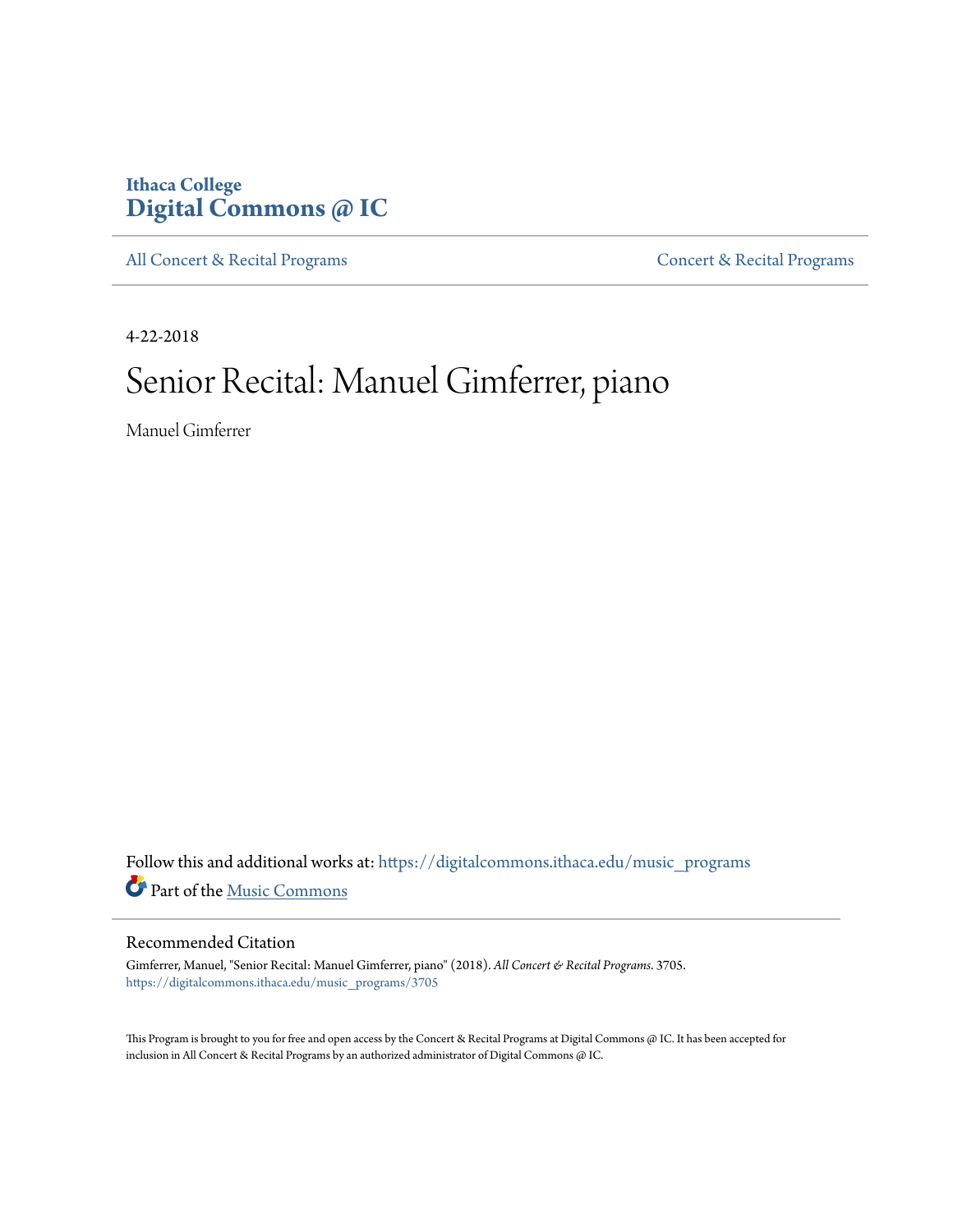Ithaca College
**Digital Commons @ IC**

All Concert & Recital Programs | Concert & Recital Programs

4-22-2018

# Senior Recital: Manuel Gimferrer, piano

Manuel Gimferrer

Follow this and additional works at: https://digitalcommons.ithaca.edu/music_programs

Part of the Music Commons

## Recommended Citation

Gimferrer, Manuel, "Senior Recital: Manuel Gimferrer, piano" (2018). *All Concert & Recital Programs*. 3705.
https://digitalcommons.ithaca.edu/music_programs/3705

This Program is brought to you for free and open access by the Concert & Recital Programs at Digital Commons @ IC. It has been accepted for inclusion in All Concert & Recital Programs by an authorized administrator of Digital Commons @ IC.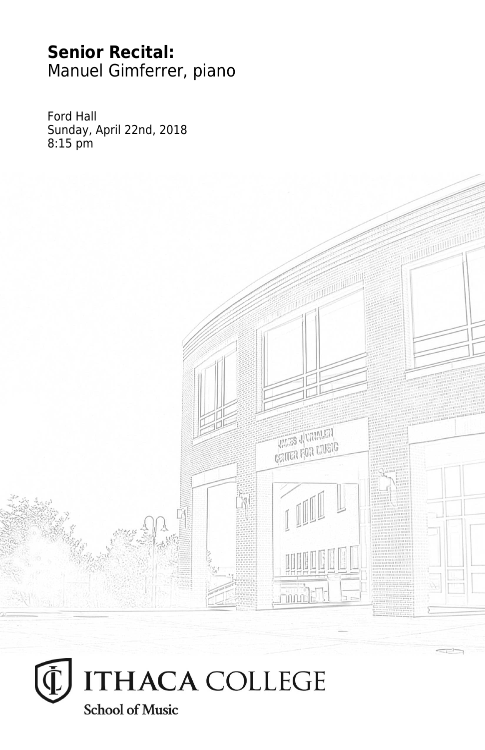**Senior Recital:**
Manuel Gimferrer, piano

Ford Hall
Sunday, April 22nd, 2018
8:15 pm

ITHACA COLLEGE
School of Music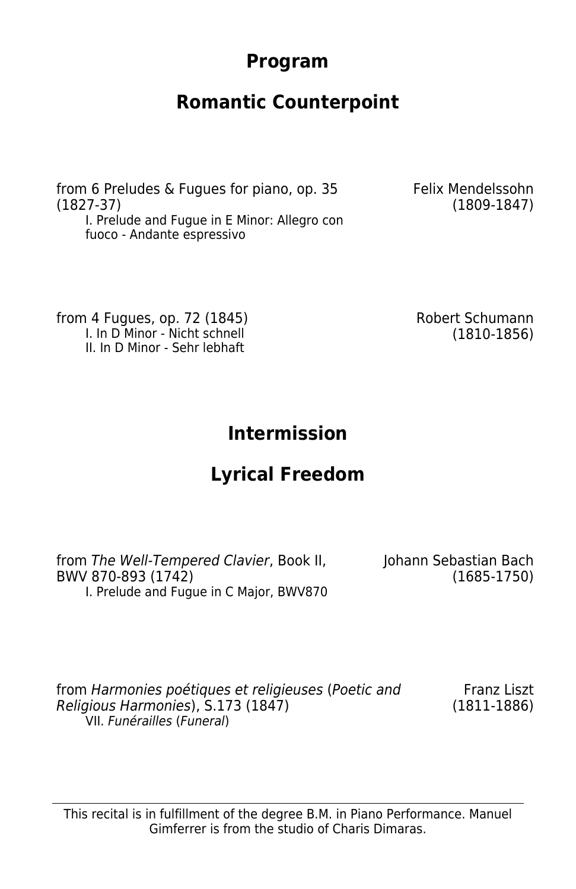# Program

## Romantic Counterpoint

from 6 Preludes & Fugues for piano, op. 35 (1827-37)
I. Prelude and Fugue in E Minor: Allegro con fuoco - Andante espressivo

Felix Mendelssohn
(1809-1847)

from 4 Fugues, op. 72 (1845)
I. In D Minor - Nicht schnell
II. In D Minor - Sehr lebhaft

Robert Schumann
(1810-1856)

## Intermission

## Lyrical Freedom

from *The Well-Tempered Clavier*, Book II, BWV 870-893 (1742)
I. Prelude and Fugue in C Major, BWV870

Johann Sebastian Bach
(1685-1750)

from *Harmonies poétiques et religieuses* (*Poetic and Religious Harmonies*), S.173 (1847)
VII. *Funérailles* (*Funeral*)

Franz Liszt
(1811-1886)

---

This recital is in fulfillment of the degree B.M. in Piano Performance. Manuel Gimferrer is from the studio of Charis Dimaras.